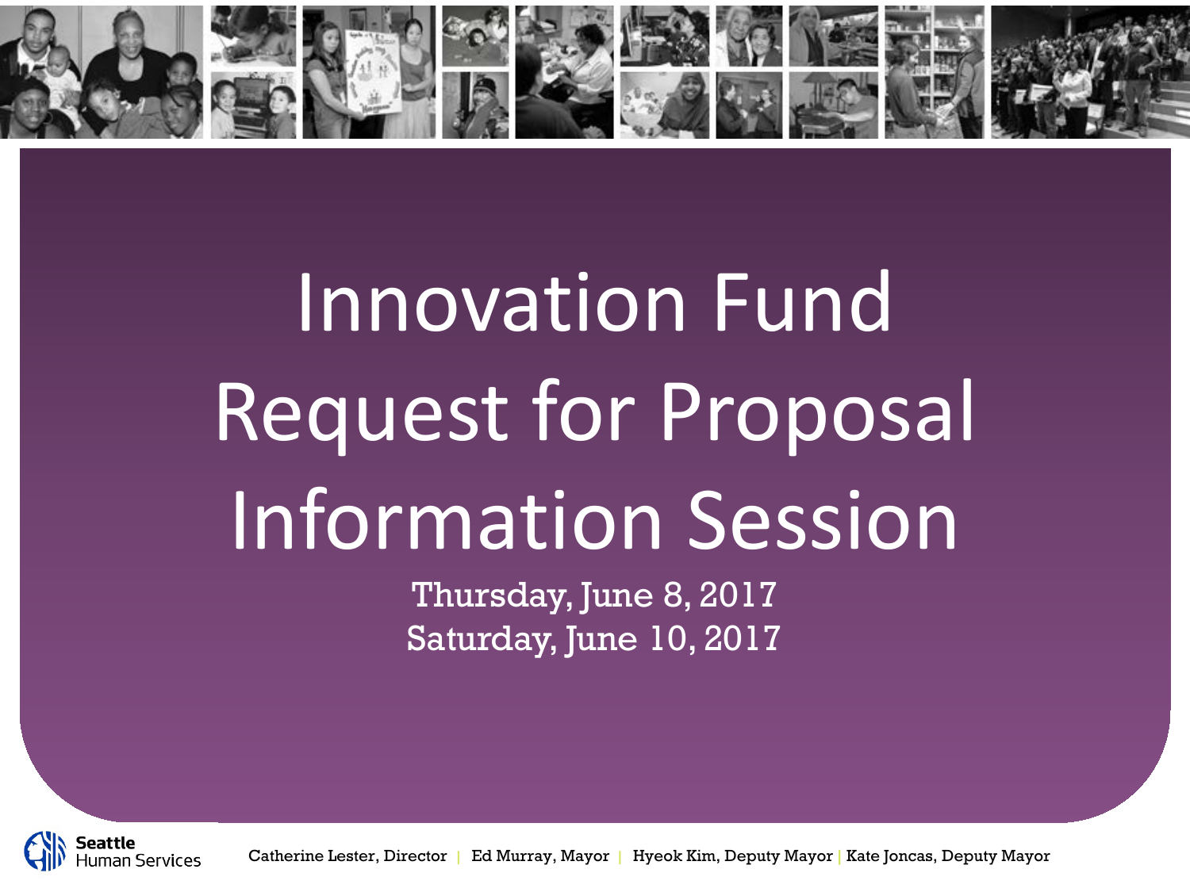# Innovation Fund Request for Proposal Information Session

Thursday, June 8, 2017
Saturday, June 10, 2017

Seattle Human Services

Catherine Lester, Director | Ed Murray, Mayor | Hyeok Kim, Deputy Mayor | Kate Joncas, Deputy Mayor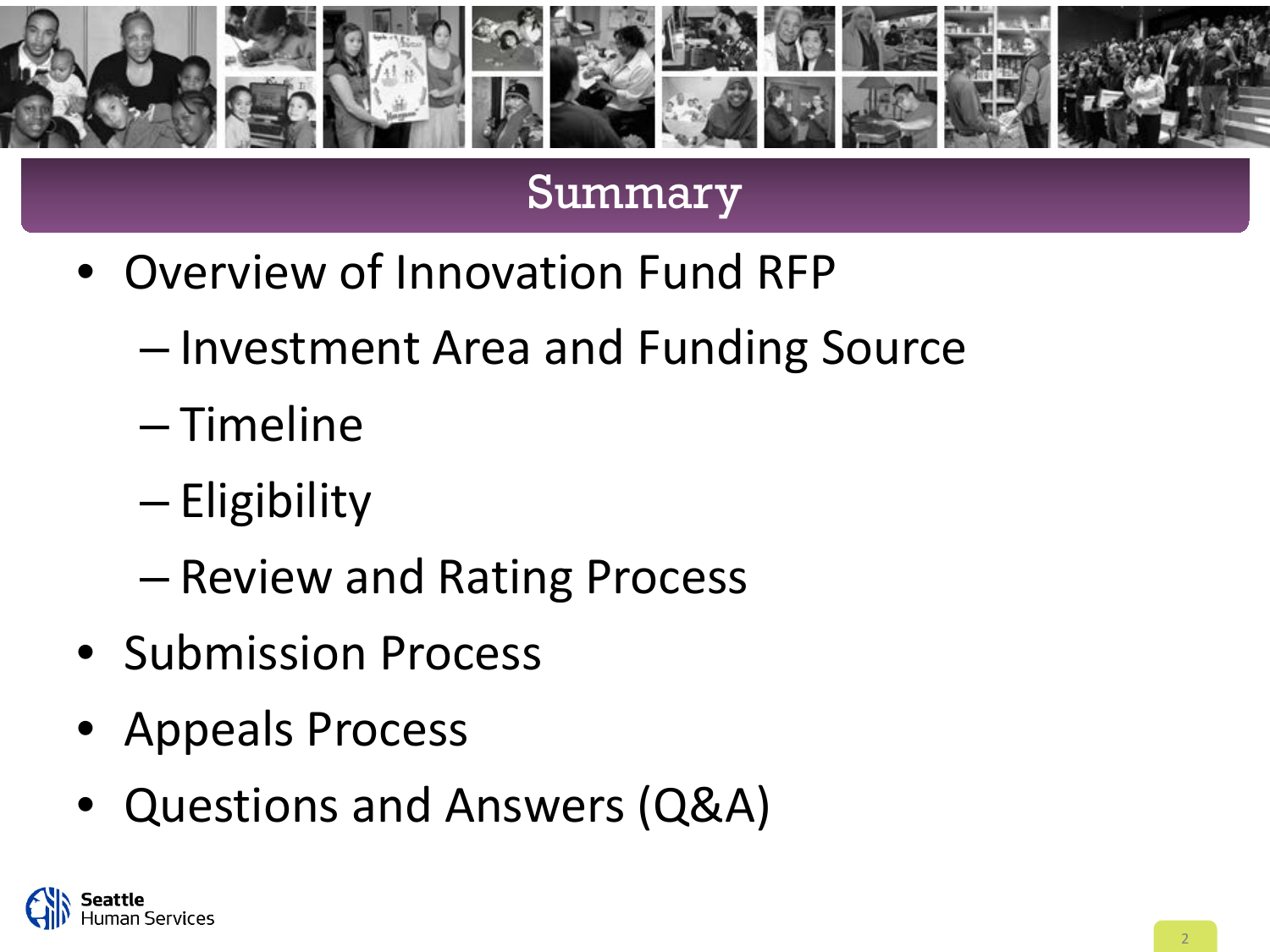# Summary

- Overview of Innovation Fund RFP
  - Investment Area and Funding Source
  - Timeline
  - Eligibility
  - Review and Rating Process
- Submission Process
- Appeals Process
- Questions and Answers (Q&A)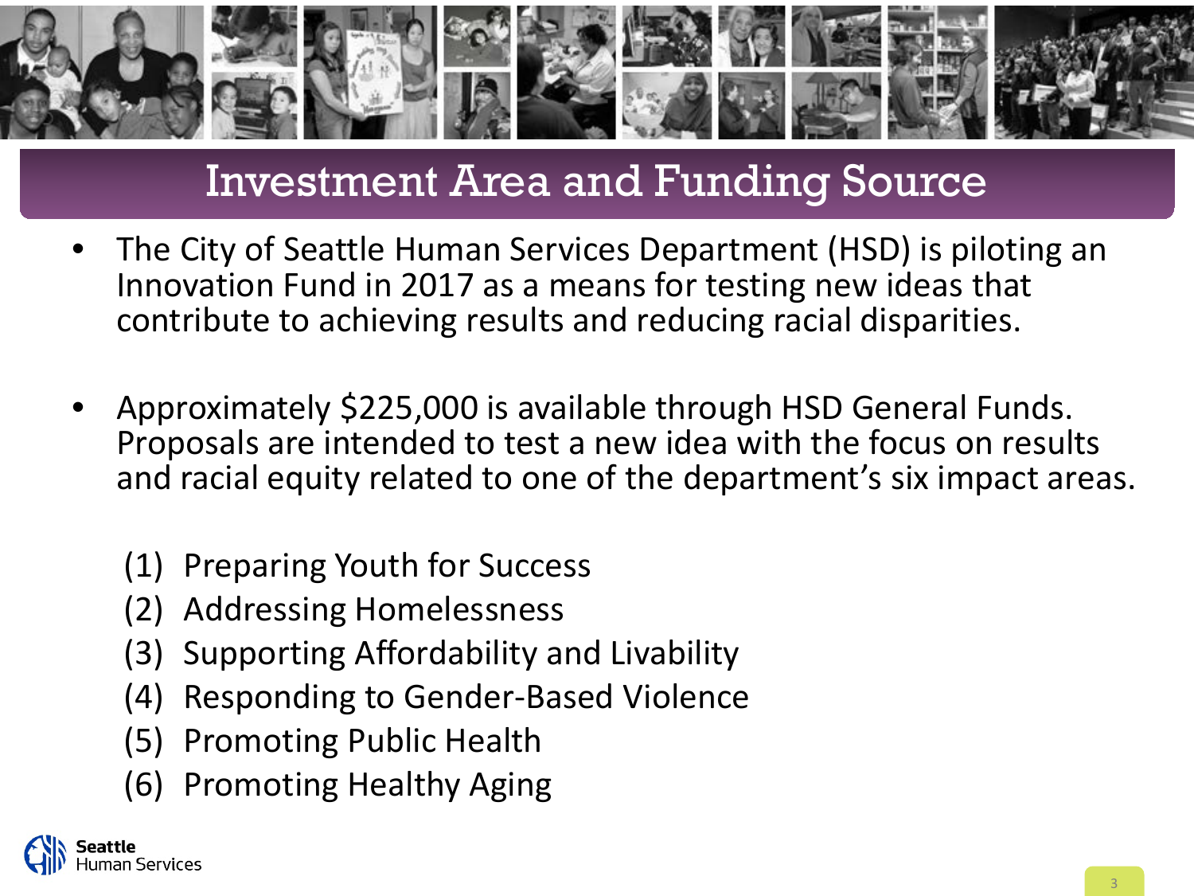# Investment Area and Funding Source

- The City of Seattle Human Services Department (HSD) is piloting an Innovation Fund in 2017 as a means for testing new ideas that contribute to achieving results and reducing racial disparities.
- Approximately $225,000 is available through HSD General Funds. Proposals are intended to test a new idea with the focus on results and racial equity related to one of the department's six impact areas.

  (1) Preparing Youth for Success
  (2) Addressing Homelessness
  (3) Supporting Affordability and Livability
  (4) Responding to Gender-Based Violence
  (5) Promoting Public Health
  (6) Promoting Healthy Aging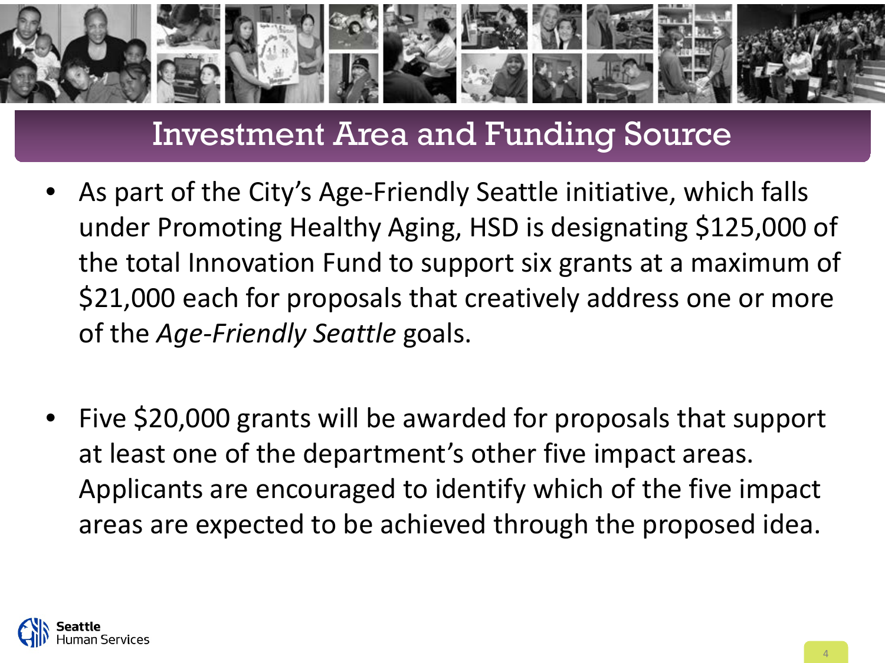# Investment Area and Funding Source

- As part of the City's Age-Friendly Seattle initiative, which falls under Promoting Healthy Aging, HSD is designating $125,000 of the total Innovation Fund to support six grants at a maximum of $21,000 each for proposals that creatively address one or more of the *Age-Friendly Seattle* goals.

- Five $20,000 grants will be awarded for proposals that support at least one of the department's other five impact areas. Applicants are encouraged to identify which of the five impact areas are expected to be achieved through the proposed idea.

Seattle Human Services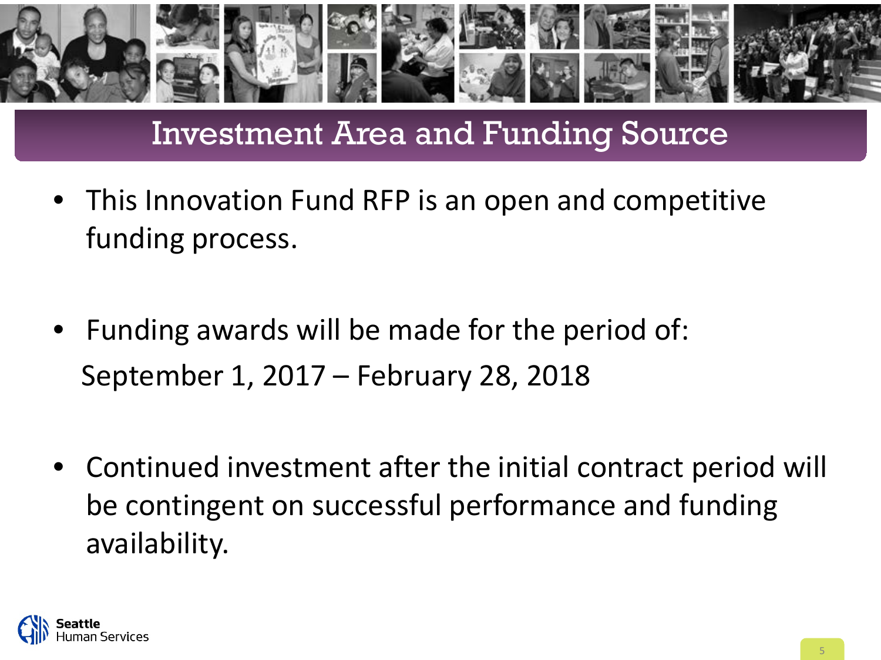# Investment Area and Funding Source

- This Innovation Fund RFP is an open and competitive funding process.

- Funding awards will be made for the period of:
  September 1, 2017 – February 28, 2018

- Continued investment after the initial contract period will be contingent on successful performance and funding availability.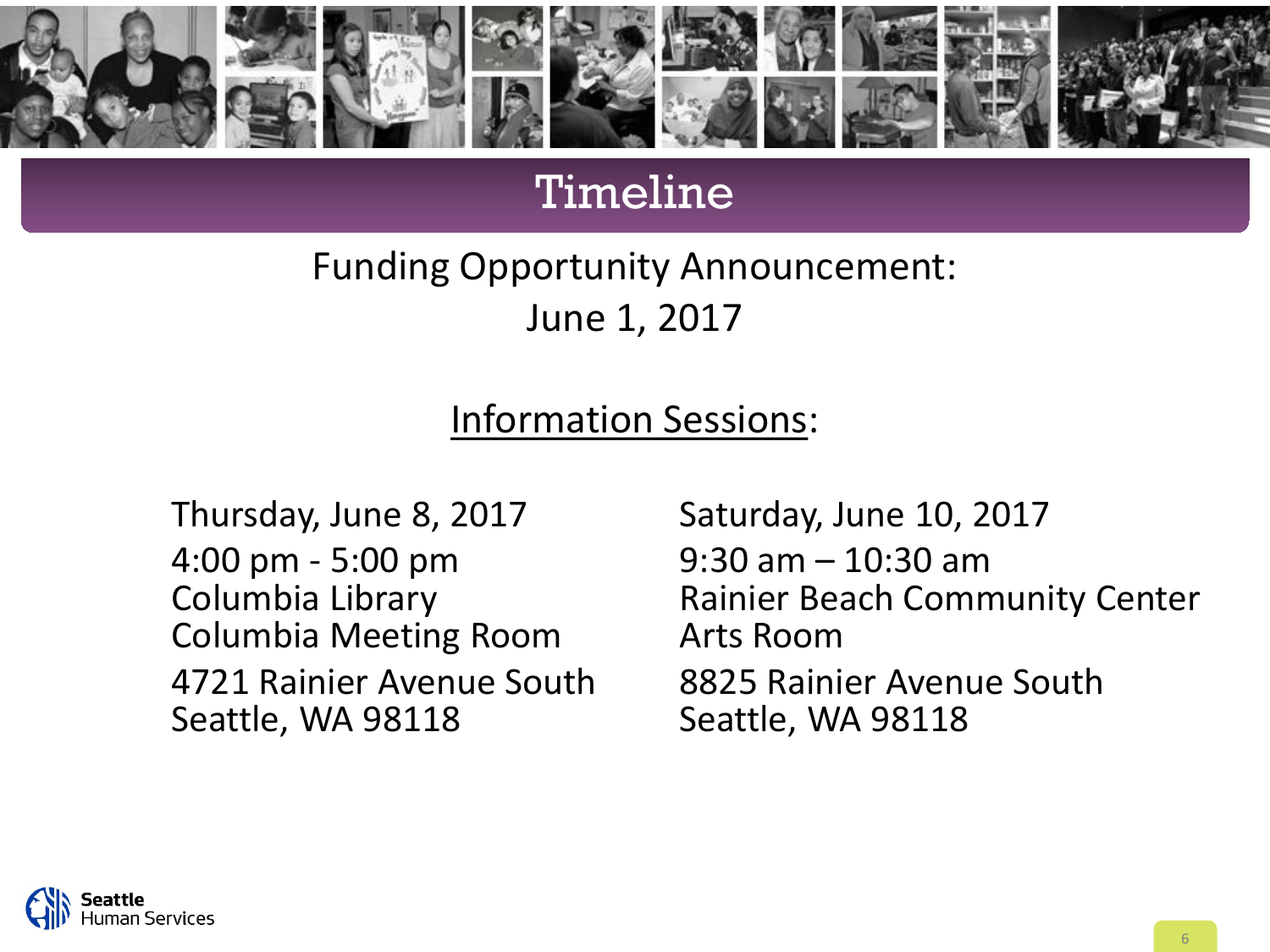# Timeline

Funding Opportunity Announcement:
June 1, 2017

## Information Sessions:

Thursday, June 8, 2017
4:00 pm - 5:00 pm
Columbia Library
Columbia Meeting Room
4721 Rainier Avenue South
Seattle, WA 98118

Saturday, June 10, 2017
9:30 am – 10:30 am
Rainier Beach Community Center
Arts Room
8825 Rainier Avenue South
Seattle, WA 98118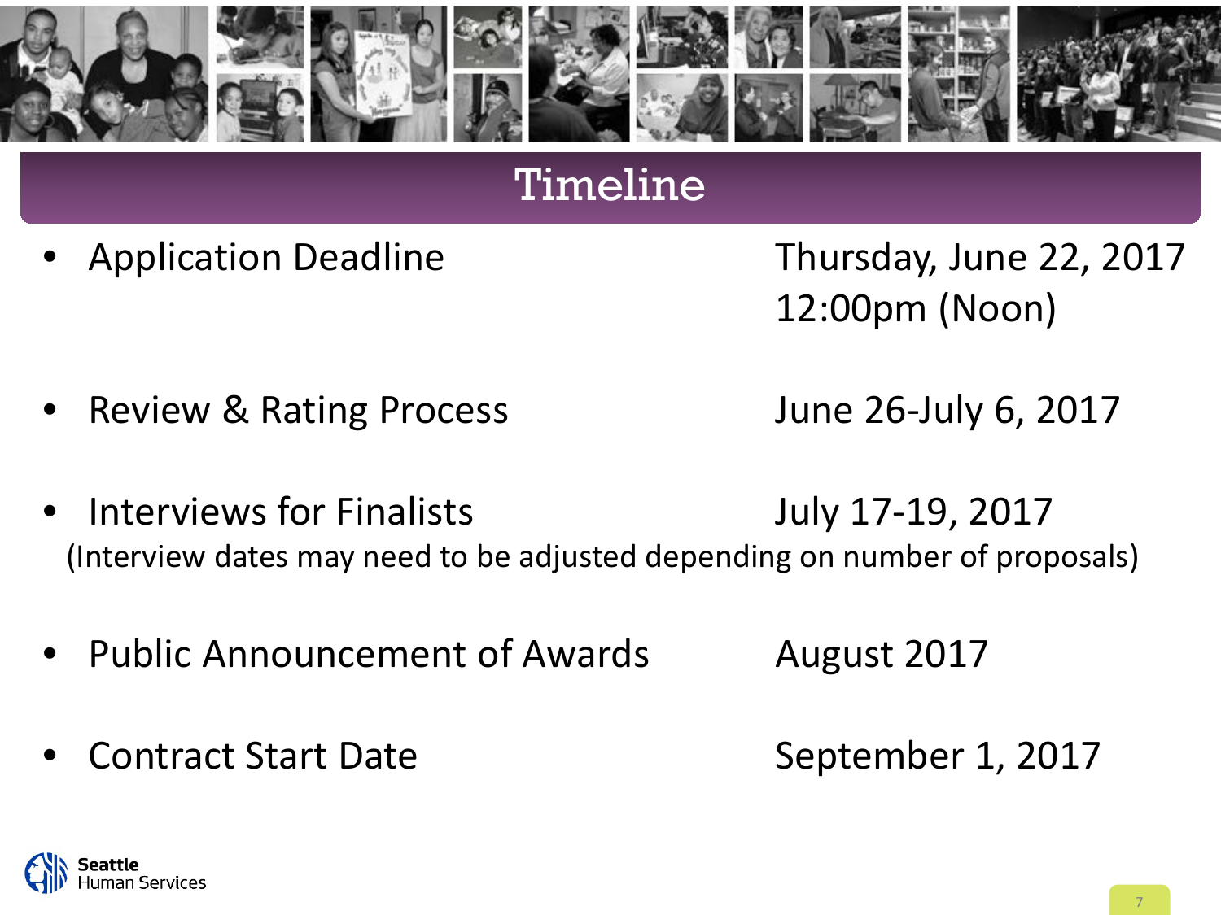# Timeline

- Application Deadline — Thursday, June 22, 2017 12:00pm (Noon)
- Review & Rating Process — June 26-July 6, 2017
- Interviews for Finalists — July 17-19, 2017
  (Interview dates may need to be adjusted depending on number of proposals)
- Public Announcement of Awards — August 2017
- Contract Start Date — September 1, 2017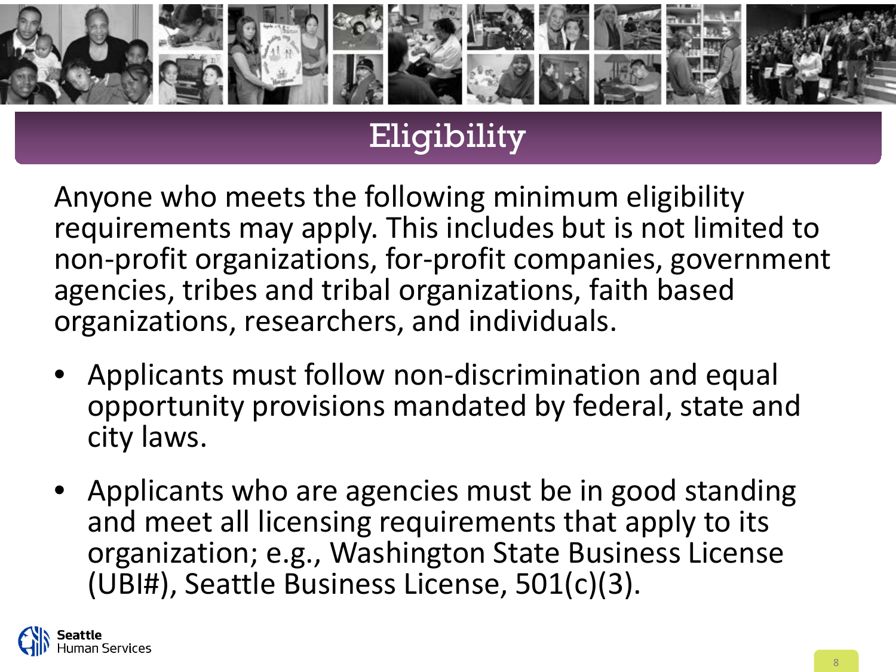# Eligibility

Anyone who meets the following minimum eligibility requirements may apply. This includes but is not limited to non-profit organizations, for-profit companies, government agencies, tribes and tribal organizations, faith based organizations, researchers, and individuals.

- Applicants must follow non-discrimination and equal opportunity provisions mandated by federal, state and city laws.
- Applicants who are agencies must be in good standing and meet all licensing requirements that apply to its organization; e.g., Washington State Business License (UBI#), Seattle Business License, 501(c)(3).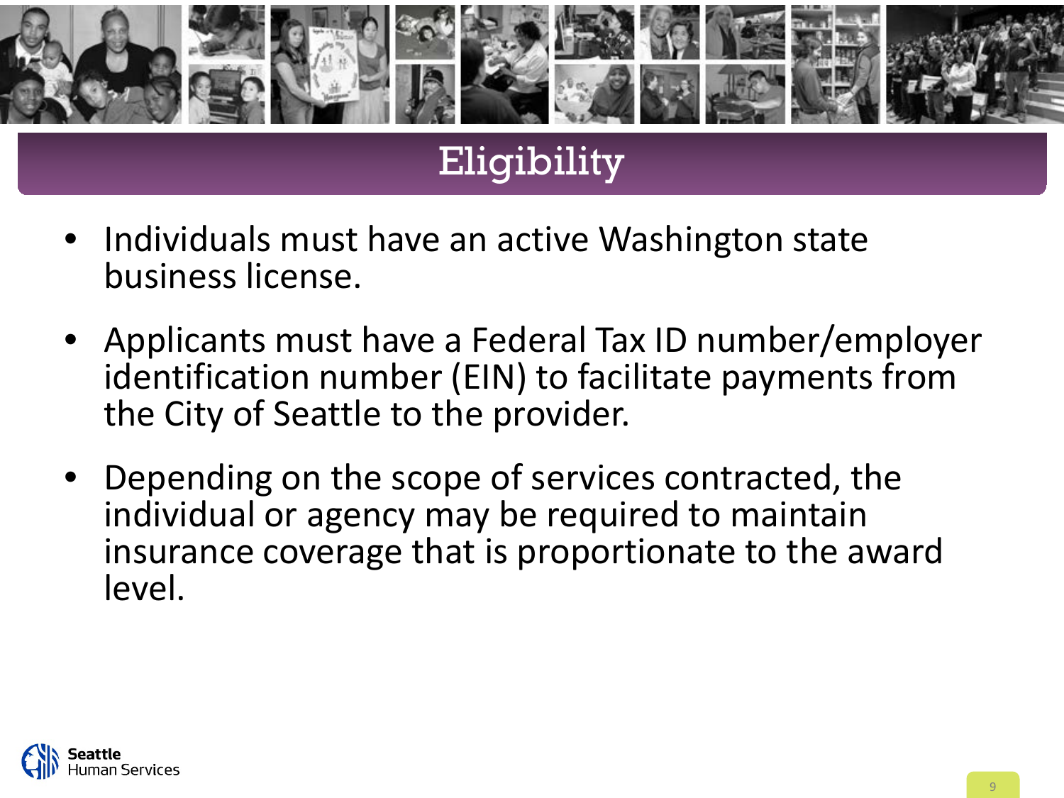# Eligibility

- Individuals must have an active Washington state business license.
- Applicants must have a Federal Tax ID number/employer identification number (EIN) to facilitate payments from the City of Seattle to the provider.
- Depending on the scope of services contracted, the individual or agency may be required to maintain insurance coverage that is proportionate to the award level.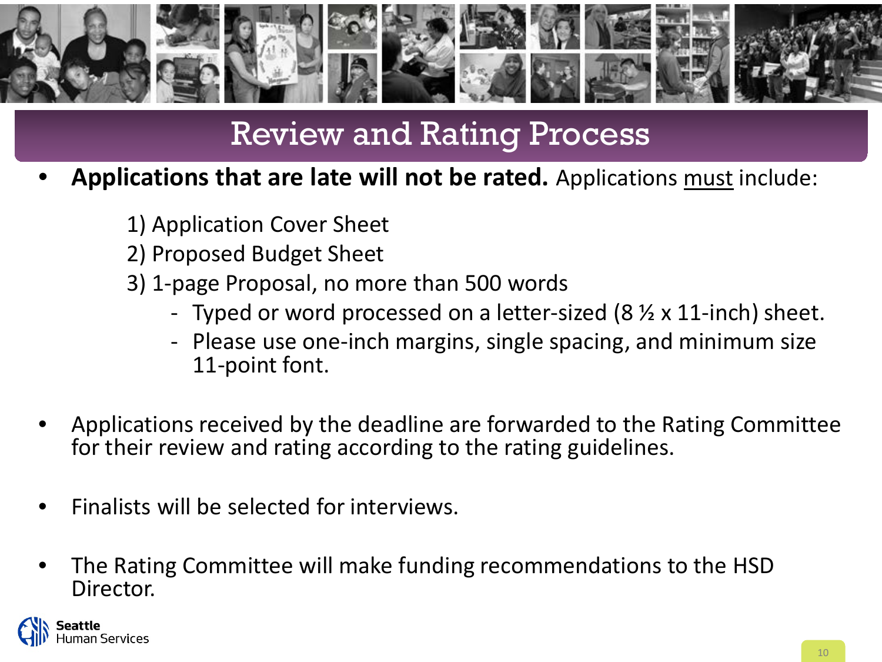# Review and Rating Process

- **Applications that are late will not be rated.** Applications must include:

    1) Application Cover Sheet
    2) Proposed Budget Sheet
    3) 1-page Proposal, no more than 500 words
        - Typed or word processed on a letter-sized (8 ½ x 11-inch) sheet.
        - Please use one-inch margins, single spacing, and minimum size 11-point font.

- Applications received by the deadline are forwarded to the Rating Committee for their review and rating according to the rating guidelines.

- Finalists will be selected for interviews.

- The Rating Committee will make funding recommendations to the HSD Director.

Seattle Human Services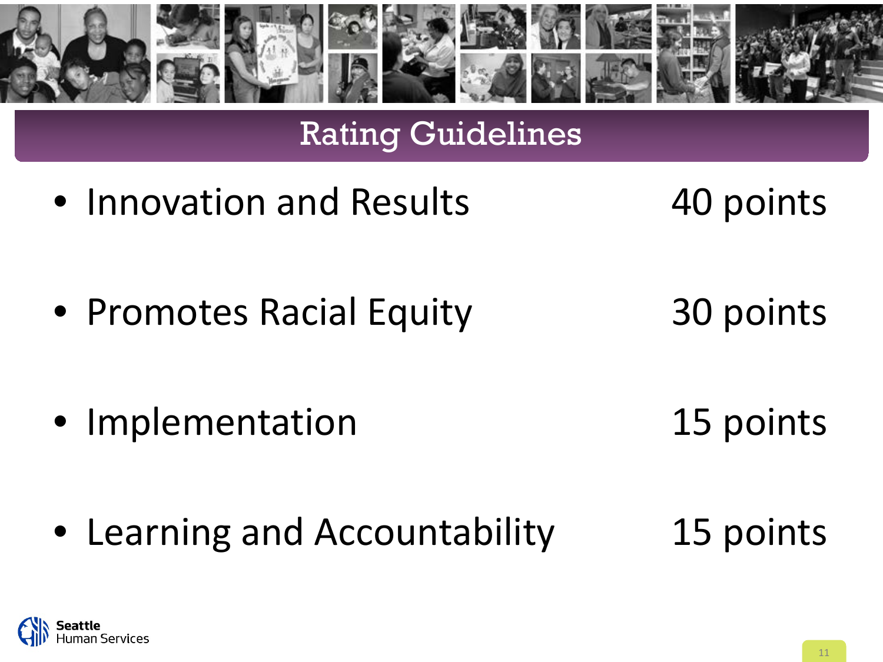# Rating Guidelines

- Innovation and Results 40 points
- Promotes Racial Equity 30 points
- Implementation 15 points
- Learning and Accountability 15 points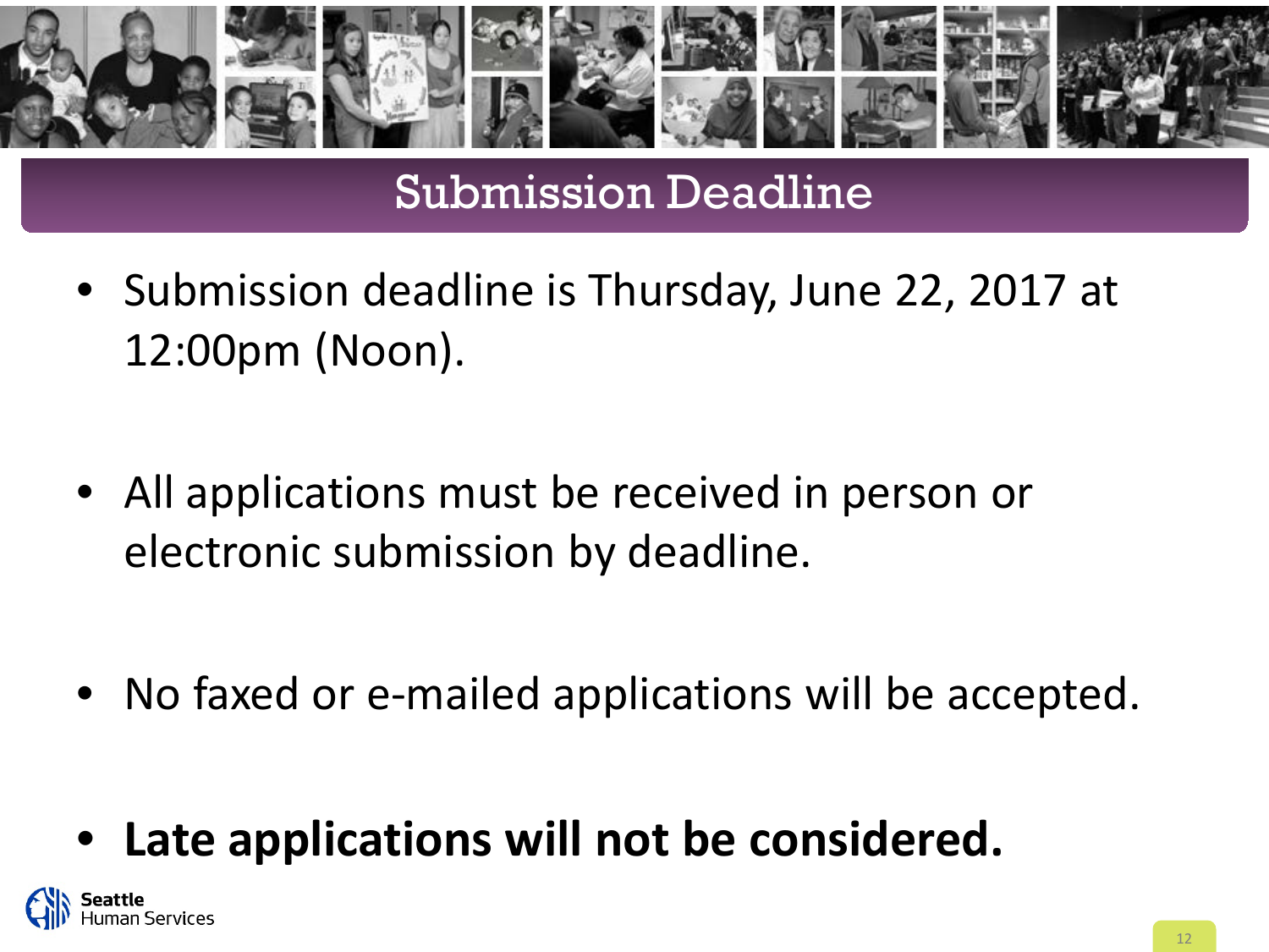# Submission Deadline

- Submission deadline is Thursday, June 22, 2017 at 12:00pm (Noon).
- All applications must be received in person or electronic submission by deadline.
- No faxed or e-mailed applications will be accepted.
- **Late applications will not be considered.**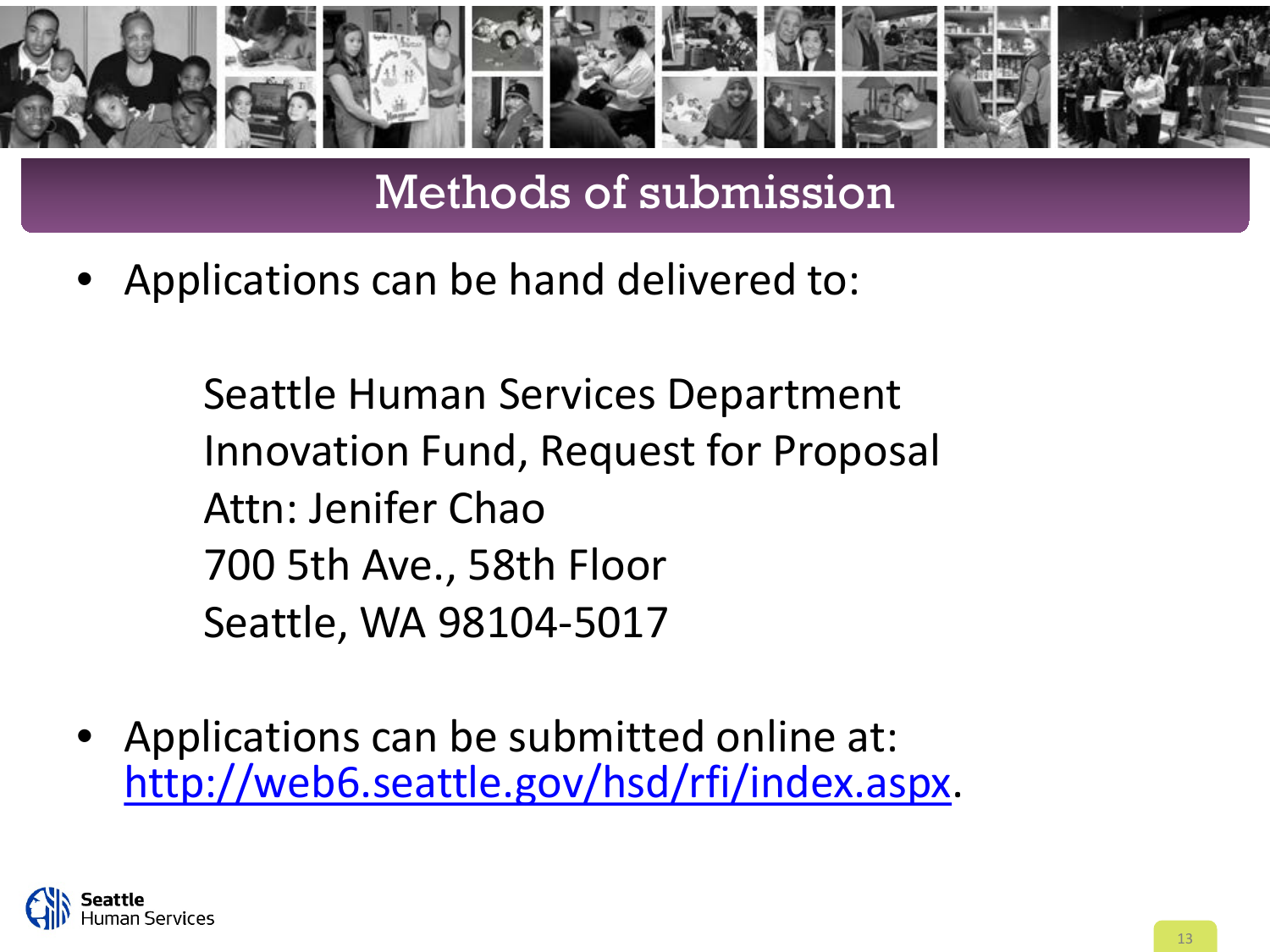# Methods of submission

- Applications can be hand delivered to:

  Seattle Human Services Department
  Innovation Fund, Request for Proposal
  Attn: Jenifer Chao
  700 5th Ave., 58th Floor
  Seattle, WA 98104-5017

- Applications can be submitted online at: [http://web6.seattle.gov/hsd/rfi/index.aspx](http://web6.seattle.gov/hsd/rfi/index.aspx).

Seattle Human Services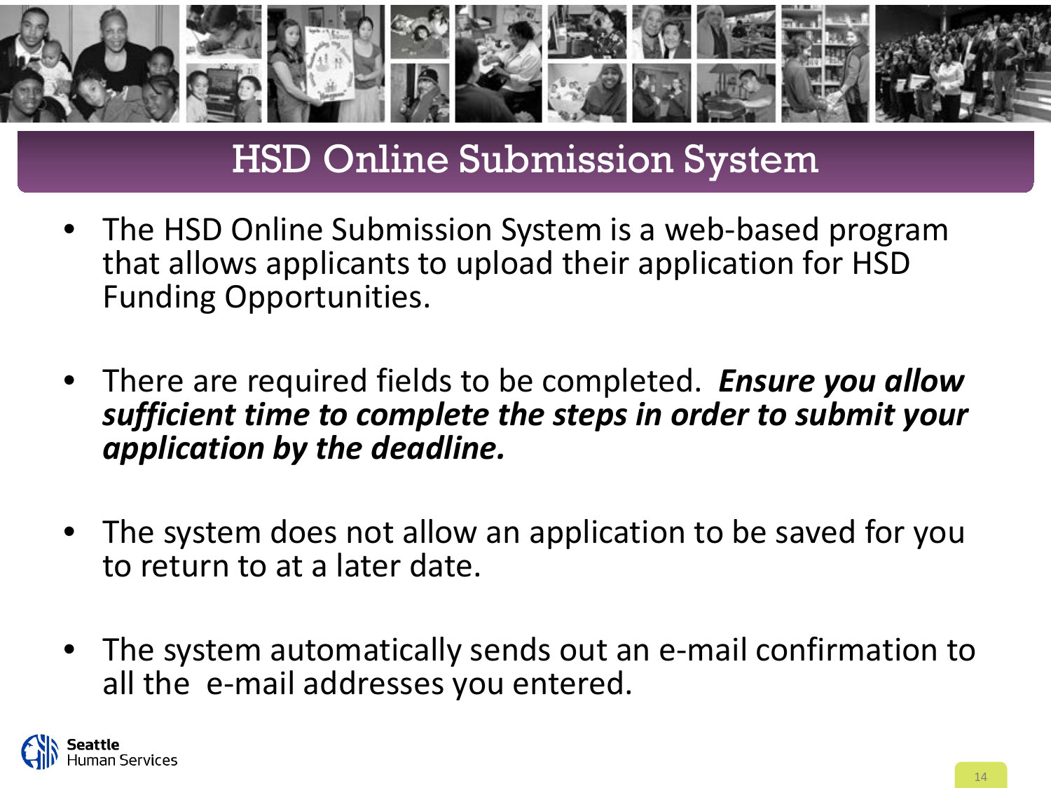# HSD Online Submission System

- The HSD Online Submission System is a web-based program that allows applicants to upload their application for HSD Funding Opportunities.
- There are required fields to be completed. ***Ensure you allow sufficient time to complete the steps in order to submit your application by the deadline.***
- The system does not allow an application to be saved for you to return to at a later date.
- The system automatically sends out an e-mail confirmation to all the e-mail addresses you entered.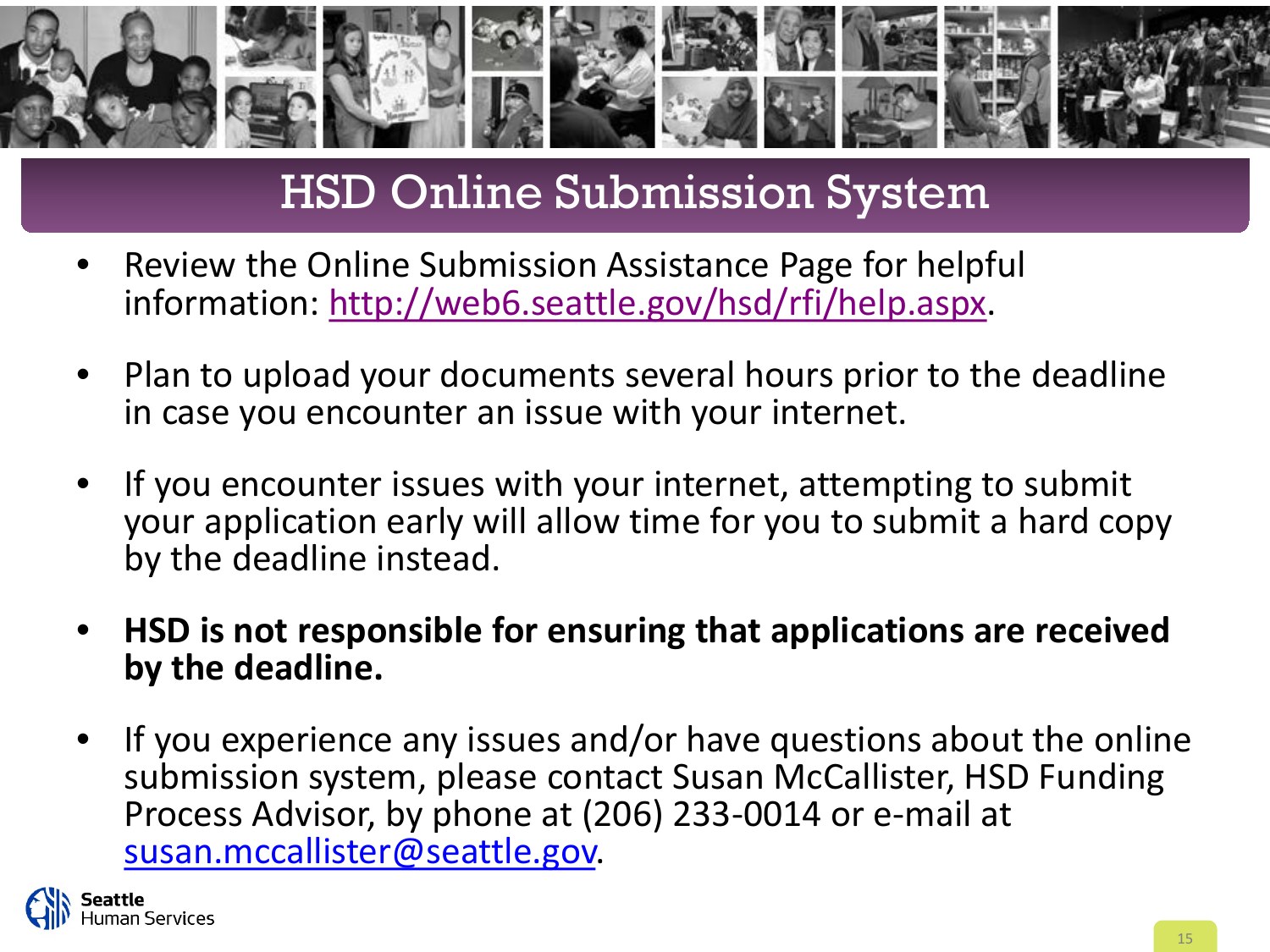# HSD Online Submission System

- Review the Online Submission Assistance Page for helpful information: http://web6.seattle.gov/hsd/rfi/help.aspx.
- Plan to upload your documents several hours prior to the deadline in case you encounter an issue with your internet.
- If you encounter issues with your internet, attempting to submit your application early will allow time for you to submit a hard copy by the deadline instead.
- **HSD is not responsible for ensuring that applications are received by the deadline.**
- If you experience any issues and/or have questions about the online submission system, please contact Susan McCallister, HSD Funding Process Advisor, by phone at (206) 233-0014 or e-mail at susan.mccallister@seattle.gov.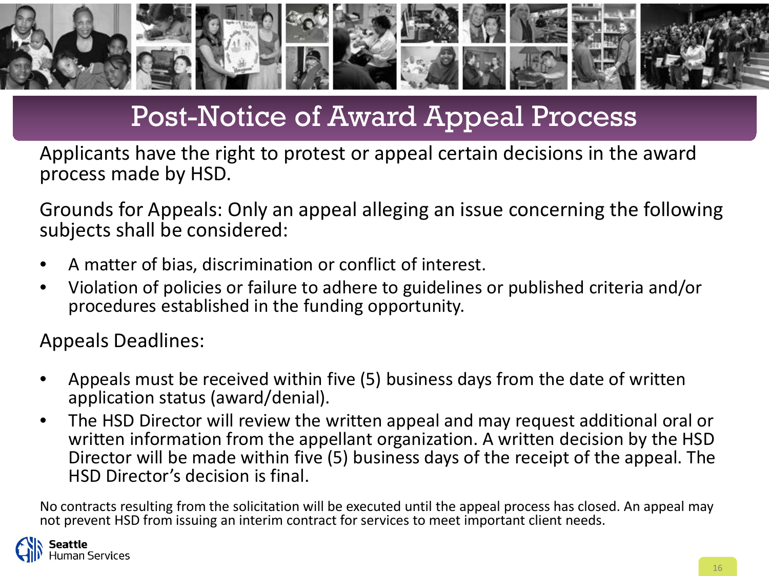# Post-Notice of Award Appeal Process

Applicants have the right to protest or appeal certain decisions in the award process made by HSD.

Grounds for Appeals: Only an appeal alleging an issue concerning the following subjects shall be considered:

- A matter of bias, discrimination or conflict of interest.
- Violation of policies or failure to adhere to guidelines or published criteria and/or procedures established in the funding opportunity.

Appeals Deadlines:

- Appeals must be received within five (5) business days from the date of written application status (award/denial).
- The HSD Director will review the written appeal and may request additional oral or written information from the appellant organization. A written decision by the HSD Director will be made within five (5) business days of the receipt of the appeal. The HSD Director's decision is final.

No contracts resulting from the solicitation will be executed until the appeal process has closed. An appeal may not prevent HSD from issuing an interim contract for services to meet important client needs.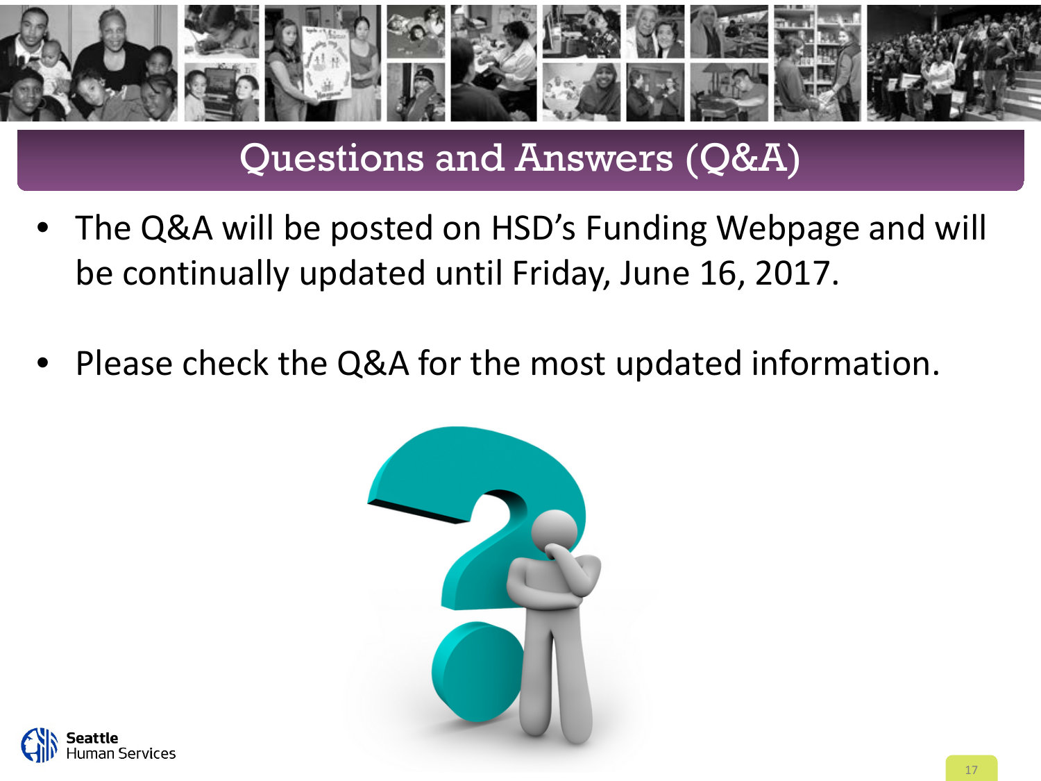# Questions and Answers (Q&A)

- The Q&A will be posted on HSD's Funding Webpage and will be continually updated until Friday, June 16, 2017.
- Please check the Q&A for the most updated information.